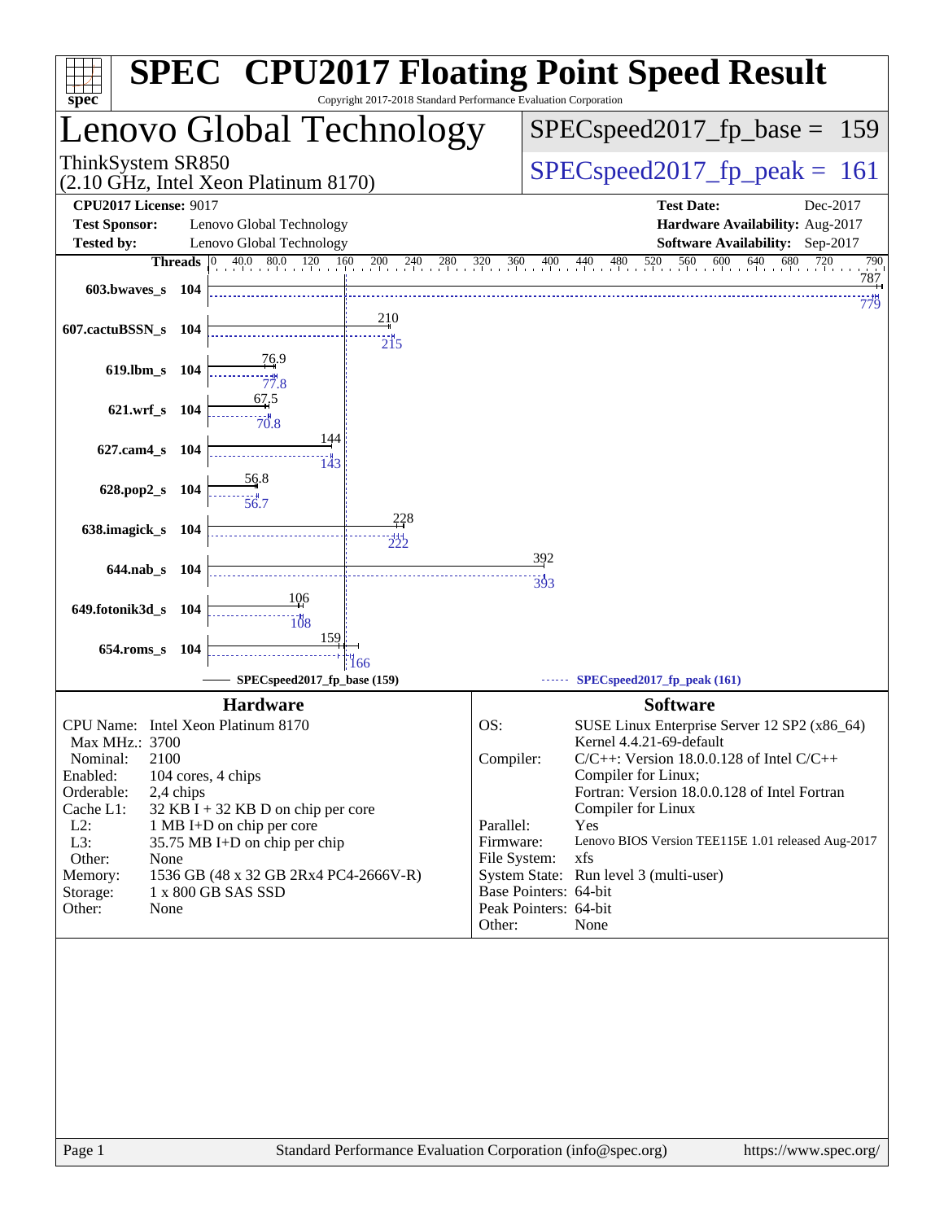# SPEC CPU2017 Floating Point Speed Result

Copyright 2017-2018 Standard Performance Evaluation Corporation

## Lenovo Global Technology

ThinkSystem SR850
(2.10 GHz, Intel Xeon Platinum 8170)

**SPECspeed2017_fp_base = 159**

**SPECspeed2017_fp_peak = 161**

| | | | |
|---|---|---|---|
| **CPU2017 License:** | 9017 | **Test Date:** | Dec-2017 |
| **Test Sponsor:** | Lenovo Global Technology | **Hardware Availability:** | Aug-2017 |
| **Tested by:** | Lenovo Global Technology | **Software Availability:** | Sep-2017 |

| Benchmark | Threads | Base | Peak |
|---|---|---|---|
| 603.bwaves_s | 104 | 787 | 779 |
| 607.cactuBSSN_s | 104 | 210 | 215 |
| 619.lbm_s | 104 | 76.9 | 77.8 |
| 621.wrf_s | 104 | 67.5 | 70.8 |
| 627.cam4_s | 104 | 144 | 143 |
| 628.pop2_s | 104 | 56.8 | 56.7 |
| 638.imagick_s | 104 | 228 | 222 |
| 644.nab_s | 104 | 392 | 393 |
| 649.fotonik3d_s | 104 | 106 | 108 |
| 654.roms_s | 104 | 159 | 166 |

SPECspeed2017_fp_base (159) ------ SPECspeed2017_fp_peak (161)

### Hardware

| | |
|---|---|
| CPU Name: | Intel Xeon Platinum 8170 |
| Max MHz.: | 3700 |
| Nominal: | 2100 |
| Enabled: | 104 cores, 4 chips |
| Orderable: | 2,4 chips |
| Cache L1: | 32 KB I + 32 KB D on chip per core |
| L2: | 1 MB I+D on chip per core |
| L3: | 35.75 MB I+D on chip per chip |
| Other: | None |
| Memory: | 1536 GB (48 x 32 GB 2Rx4 PC4-2666V-R) |
| Storage: | 1 x 800 GB SAS SSD |
| Other: | None |

### Software

| | |
|---|---|
| OS: | SUSE Linux Enterprise Server 12 SP2 (x86_64) Kernel 4.4.21-69-default |
| Compiler: | C/C++: Version 18.0.0.128 of Intel C/C++ Compiler for Linux; Fortran: Version 18.0.0.128 of Intel Fortran Compiler for Linux |
| Parallel: | Yes |
| Firmware: | Lenovo BIOS Version TEE115E 1.01 released Aug-2017 |
| File System: | xfs |
| System State: | Run level 3 (multi-user) |
| Base Pointers: | 64-bit |
| Peak Pointers: | 64-bit |
| Other: | None |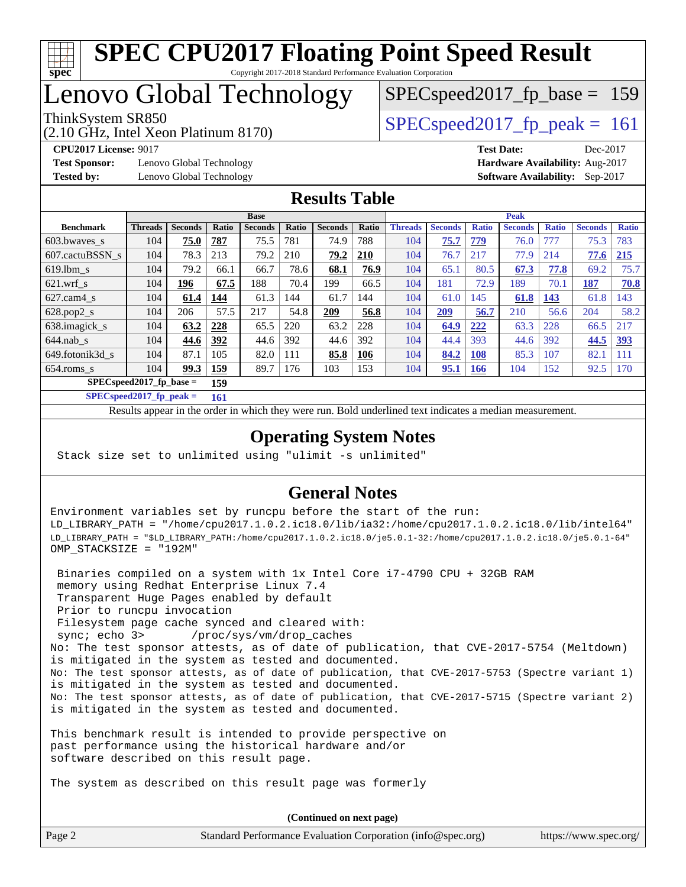# SPEC CPU2017 Floating Point Speed Result

Copyright 2017-2018 Standard Performance Evaluation Corporation

# Lenovo Global Technology

ThinkSystem SR850
(2.10 GHz, Intel Xeon Platinum 8170)

SPECspeed2017_fp_base = 159

SPECspeed2017_fp_peak = 161

**CPU2017 License:** 9017
**Test Sponsor:** Lenovo Global Technology
**Tested by:** Lenovo Global Technology

**Test Date:** Dec-2017
**Hardware Availability:** Aug-2017
**Software Availability:** Sep-2017

## Results Table

| | Base | | | | | | | Peak | | | | | | |
|---|---|---|---|---|---|---|---|---|---|---|---|---|---|---|
| **Benchmark** | **Threads** | **Seconds** | **Ratio** | **Seconds** | **Ratio** | **Seconds** | **Ratio** | **Threads** | **Seconds** | **Ratio** | **Seconds** | **Ratio** | **Seconds** | **Ratio** |
| 603.bwaves_s | 104 | **75.0** | **787** | 75.5 | 781 | 74.9 | 788 | 104 | **75.7** | **779** | 76.0 | 777 | 75.3 | 783 |
| 607.cactuBSSN_s | 104 | 78.3 | 213 | 79.2 | 210 | **79.2** | **210** | 104 | 76.7 | 217 | 77.9 | 214 | **77.6** | **215** |
| 619.lbm_s | 104 | 79.2 | 66.1 | 66.7 | 78.6 | **68.1** | **76.9** | 104 | 65.1 | 80.5 | **67.3** | **77.8** | 69.2 | 75.7 |
| 621.wrf_s | 104 | **196** | **67.5** | 188 | 70.4 | 199 | 66.5 | 104 | 181 | 72.9 | 189 | 70.1 | **187** | **70.8** |
| 627.cam4_s | 104 | **61.4** | **144** | 61.3 | 144 | 61.7 | 144 | 104 | 61.0 | 145 | **61.8** | **143** | 61.8 | 143 |
| 628.pop2_s | 104 | 206 | 57.5 | 217 | 54.8 | **209** | **56.8** | 104 | **209** | **56.7** | 210 | 56.6 | 204 | 58.2 |
| 638.imagick_s | 104 | **63.2** | **228** | 65.5 | 220 | 63.2 | 228 | 104 | **64.9** | **222** | 63.3 | 228 | 66.5 | 217 |
| 644.nab_s | 104 | **44.6** | **392** | 44.6 | 392 | 44.6 | 392 | 104 | 44.4 | 393 | 44.6 | 392 | **44.5** | **393** |
| 649.fotonik3d_s | 104 | 87.1 | 105 | 82.0 | 111 | **85.8** | **106** | 104 | **84.2** | **108** | 85.3 | 107 | 82.1 | 111 |
| 654.roms_s | 104 | **99.3** | **159** | 89.7 | 176 | 103 | 153 | 104 | **95.1** | **166** | 104 | 152 | 92.5 | 170 |

**SPECspeed2017_fp_base = 159**

**SPECspeed2017_fp_peak = 161**

Results appear in the order in which they were run. Bold underlined text indicates a median measurement.

## Operating System Notes

```
Stack size set to unlimited using "ulimit -s unlimited"
```

## General Notes

```
Environment variables set by runcpu before the start of the run:
LD_LIBRARY_PATH = "/home/cpu2017.1.0.2.ic18.0/lib/ia32:/home/cpu2017.1.0.2.ic18.0/lib/intel64"
LD_LIBRARY_PATH = "$LD_LIBRARY_PATH:/home/cpu2017.1.0.2.ic18.0/je5.0.1-32:/home/cpu2017.1.0.2.ic18.0/je5.0.1-64"
OMP_STACKSIZE = "192M"

 Binaries compiled on a system with 1x Intel Core i7-4790 CPU + 32GB RAM
 memory using Redhat Enterprise Linux 7.4
 Transparent Huge Pages enabled by default
 Prior to runcpu invocation
 Filesystem page cache synced and cleared with:
 sync; echo 3>       /proc/sys/vm/drop_caches
No: The test sponsor attests, as of date of publication, that CVE-2017-5754 (Meltdown)
is mitigated in the system as tested and documented.
No: The test sponsor attests, as of date of publication, that CVE-2017-5753 (Spectre variant 1)
is mitigated in the system as tested and documented.
No: The test sponsor attests, as of date of publication, that CVE-2017-5715 (Spectre variant 2)
is mitigated in the system as tested and documented.

This benchmark result is intended to provide perspective on
past performance using the historical hardware and/or
software described on this result page.

The system as described on this result page was formerly
```

(Continued on next page)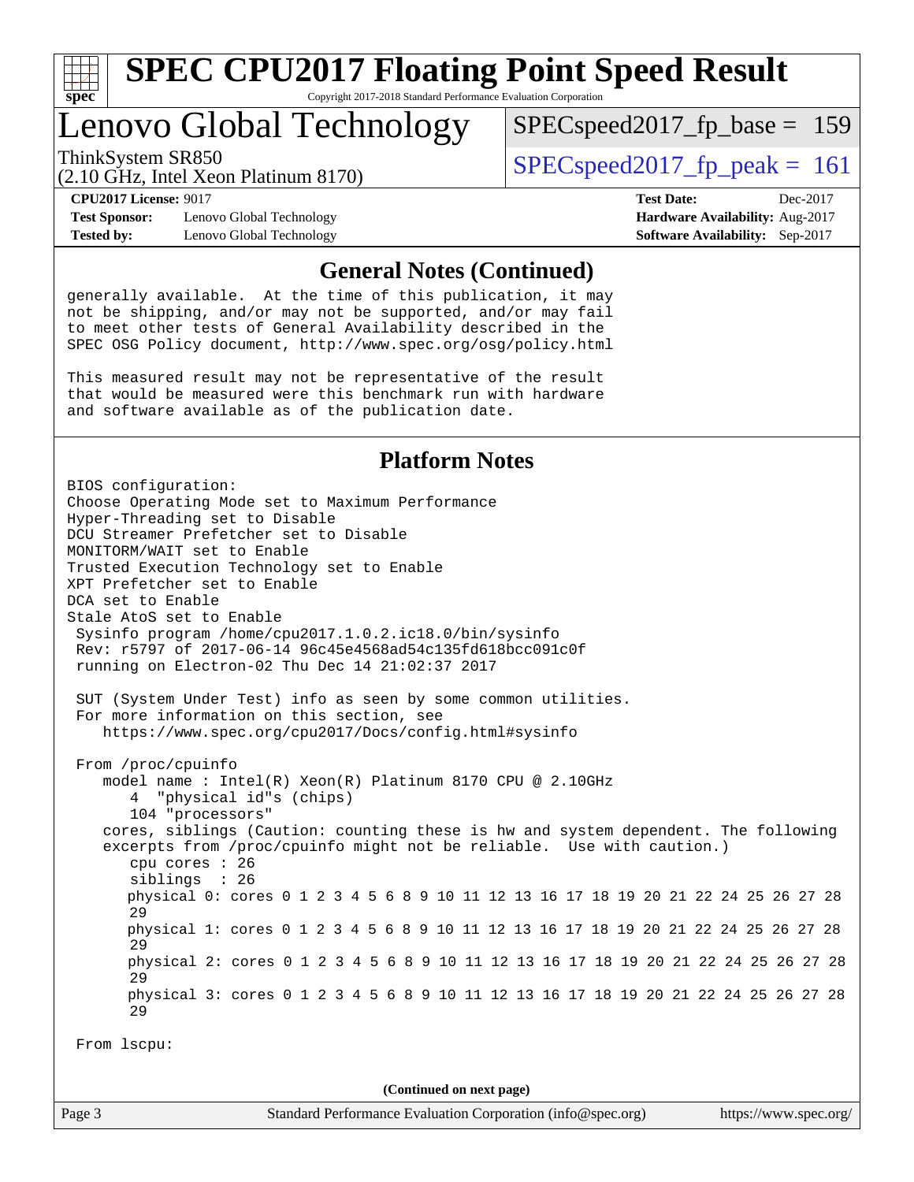# SPEC CPU2017 Floating Point Speed Result

Copyright 2017-2018 Standard Performance Evaluation Corporation

## Lenovo Global Technology

ThinkSystem SR850
(2.10 GHz, Intel Xeon Platinum 8170)

SPECspeed2017_fp_base = 159

SPECspeed2017_fp_peak = 161

**CPU2017 License:** 9017
**Test Sponsor:** Lenovo Global Technology
**Tested by:** Lenovo Global Technology

**Test Date:** Dec-2017
**Hardware Availability:** Aug-2017
**Software Availability:** Sep-2017

### General Notes (Continued)

```
generally available.  At the time of this publication, it may
not be shipping, and/or may not be supported, and/or may fail
to meet other tests of General Availability described in the
SPEC OSG Policy document, http://www.spec.org/osg/policy.html

This measured result may not be representative of the result
that would be measured were this benchmark run with hardware
and software available as of the publication date.
```

### Platform Notes

```
BIOS configuration:
Choose Operating Mode set to Maximum Performance
Hyper-Threading set to Disable
DCU Streamer Prefetcher set to Disable
MONITORM/WAIT set to Enable
Trusted Execution Technology set to Enable
XPT Prefetcher set to Enable
DCA set to Enable
Stale AtoS set to Enable
 Sysinfo program /home/cpu2017.1.0.2.ic18.0/bin/sysinfo
 Rev: r5797 of 2017-06-14 96c45e4568ad54c135fd618bcc091c0f
 running on Electron-02 Thu Dec 14 21:02:37 2017

 SUT (System Under Test) info as seen by some common utilities.
 For more information on this section, see
    https://www.spec.org/cpu2017/Docs/config.html#sysinfo

 From /proc/cpuinfo
    model name : Intel(R) Xeon(R) Platinum 8170 CPU @ 2.10GHz
       4  "physical id"s (chips)
       104 "processors"
    cores, siblings (Caution: counting these is hw and system dependent. The following
    excerpts from /proc/cpuinfo might not be reliable.  Use with caution.)
       cpu cores : 26
       siblings  : 26
       physical 0: cores 0 1 2 3 4 5 6 8 9 10 11 12 13 16 17 18 19 20 21 22 24 25 26 27 28
       29
       physical 1: cores 0 1 2 3 4 5 6 8 9 10 11 12 13 16 17 18 19 20 21 22 24 25 26 27 28
       29
       physical 2: cores 0 1 2 3 4 5 6 8 9 10 11 12 13 16 17 18 19 20 21 22 24 25 26 27 28
       29
       physical 3: cores 0 1 2 3 4 5 6 8 9 10 11 12 13 16 17 18 19 20 21 22 24 25 26 27 28
       29

 From lscpu:
```

(Continued on next page)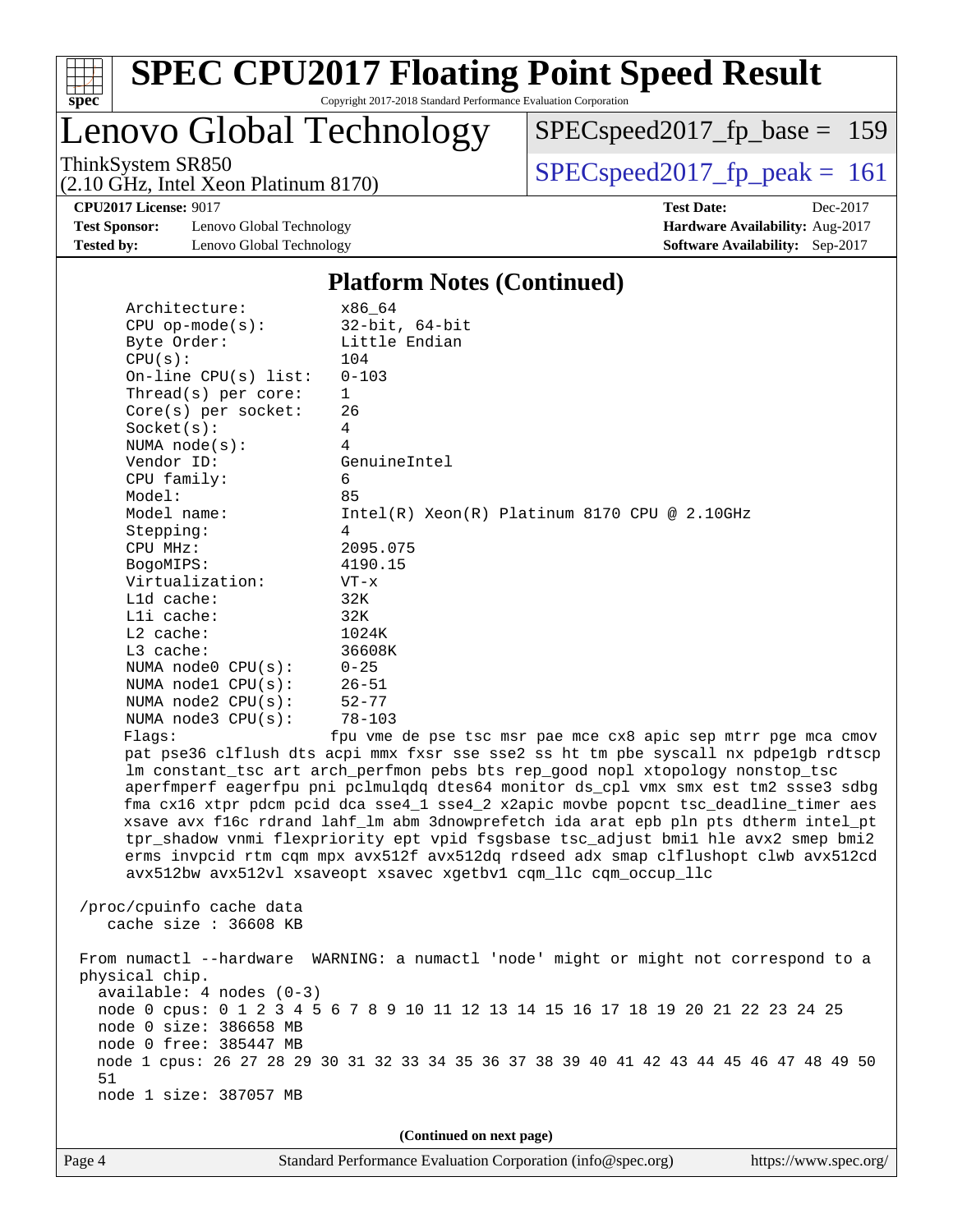# SPEC CPU2017 Floating Point Speed Result

Copyright 2017-2018 Standard Performance Evaluation Corporation

## Lenovo Global Technology

ThinkSystem SR850
(2.10 GHz, Intel Xeon Platinum 8170)

SPECspeed2017_fp_base = 159

SPECspeed2017_fp_peak = 161

**CPU2017 License:** 9017
**Test Sponsor:** Lenovo Global Technology
**Tested by:** Lenovo Global Technology

**Test Date:** Dec-2017
**Hardware Availability:** Aug-2017
**Software Availability:** Sep-2017

### Platform Notes (Continued)

```
     Architecture:          x86_64
     CPU op-mode(s):        32-bit, 64-bit
     Byte Order:            Little Endian
     CPU(s):                104
     On-line CPU(s) list:   0-103
     Thread(s) per core:    1
     Core(s) per socket:    26
     Socket(s):             4
     NUMA node(s):          4
     Vendor ID:             GenuineIntel
     CPU family:            6
     Model:                 85
     Model name:            Intel(R) Xeon(R) Platinum 8170 CPU @ 2.10GHz
     Stepping:              4
     CPU MHz:               2095.075
     BogoMIPS:              4190.15
     Virtualization:        VT-x
     L1d cache:             32K
     L1i cache:             32K
     L2 cache:              1024K
     L3 cache:              36608K
     NUMA node0 CPU(s):     0-25
     NUMA node1 CPU(s):     26-51
     NUMA node2 CPU(s):     52-77
     NUMA node3 CPU(s):     78-103
     Flags:                fpu vme de pse tsc msr pae mce cx8 apic sep mtrr pge mca cmov
     pat pse36 clflush dts acpi mmx fxsr sse sse2 ss ht tm pbe syscall nx pdpe1gb rdtscp
     lm constant_tsc art arch_perfmon pebs bts rep_good nopl xtopology nonstop_tsc
     aperfmperf eagerfpu pni pclmulqdq dtes64 monitor ds_cpl vmx smx est tm2 ssse3 sdbg
     fma cx16 xtpr pdcm pcid dca sse4_1 sse4_2 x2apic movbe popcnt tsc_deadline_timer aes
     xsave avx f16c rdrand lahf_lm abm 3dnowprefetch ida arat epb pln pts dtherm intel_pt
     tpr_shadow vnmi flexpriority ept vpid fsgsbase tsc_adjust bmi1 hle avx2 smep bmi2
     erms invpcid rtm cqm mpx avx512f avx512dq rdseed adx smap clflushopt clwb avx512cd
     avx512bw avx512vl xsaveopt xsavec xgetbv1 cqm_llc cqm_occup_llc

 /proc/cpuinfo cache data
    cache size : 36608 KB

 From numactl --hardware  WARNING: a numactl 'node' might or might not correspond to a
 physical chip.
   available: 4 nodes (0-3)
   node 0 cpus: 0 1 2 3 4 5 6 7 8 9 10 11 12 13 14 15 16 17 18 19 20 21 22 23 24 25
   node 0 size: 386658 MB
   node 0 free: 385447 MB
   node 1 cpus: 26 27 28 29 30 31 32 33 34 35 36 37 38 39 40 41 42 43 44 45 46 47 48 49 50
   51
   node 1 size: 387057 MB
```

(Continued on next page)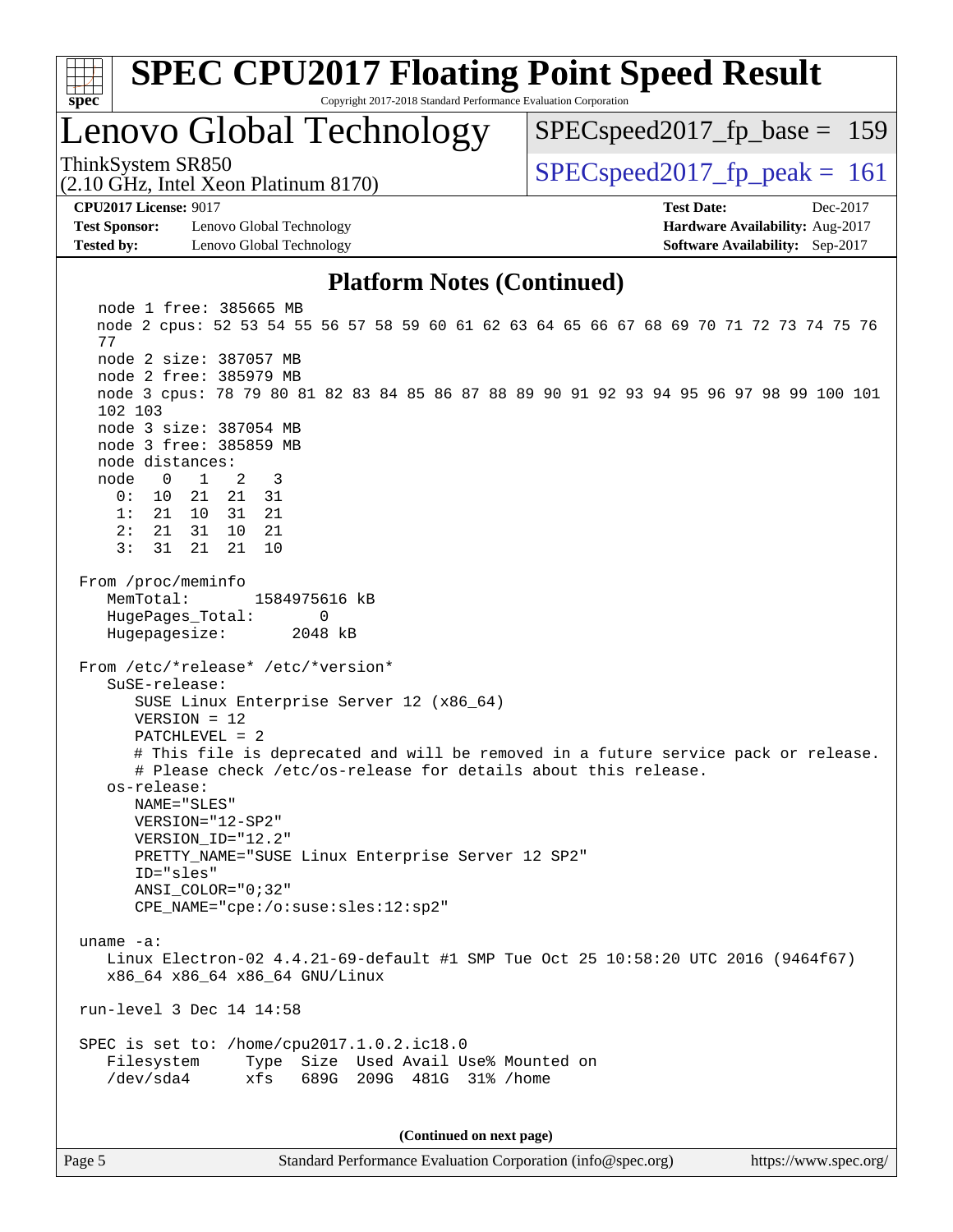## Platform Notes (Continued)

```
  node 1 free: 385665 MB
  node 2 cpus: 52 53 54 55 56 57 58 59 60 61 62 63 64 65 66 67 68 69 70 71 72 73 74 75 76
  77
  node 2 size: 387057 MB
  node 2 free: 385979 MB
  node 3 cpus: 78 79 80 81 82 83 84 85 86 87 88 89 90 91 92 93 94 95 96 97 98 99 100 101
  102 103
  node 3 size: 387054 MB
  node 3 free: 385859 MB
  node distances:
  node   0   1   2   3
    0:  10  21  21  31
    1:  21  10  31  21
    2:  21  31  10  21
    3:  31  21  21  10

From /proc/meminfo
   MemTotal:       1584975616 kB
   HugePages_Total:       0
   Hugepagesize:       2048 kB

From /etc/*release* /etc/*version*
   SuSE-release:
      SUSE Linux Enterprise Server 12 (x86_64)
      VERSION = 12
      PATCHLEVEL = 2
      # This file is deprecated and will be removed in a future service pack or release.
      # Please check /etc/os-release for details about this release.
   os-release:
      NAME="SLES"
      VERSION="12-SP2"
      VERSION_ID="12.2"
      PRETTY_NAME="SUSE Linux Enterprise Server 12 SP2"
      ID="sles"
      ANSI_COLOR="0;32"
      CPE_NAME="cpe:/o:suse:sles:12:sp2"

uname -a:
   Linux Electron-02 4.4.21-69-default #1 SMP Tue Oct 25 10:58:20 UTC 2016 (9464f67)
   x86_64 x86_64 x86_64 GNU/Linux

run-level 3 Dec 14 14:58

SPEC is set to: /home/cpu2017.1.0.2.ic18.0
   Filesystem     Type  Size  Used Avail Use% Mounted on
   /dev/sda4      xfs   689G  209G  481G  31% /home
```

(Continued on next page)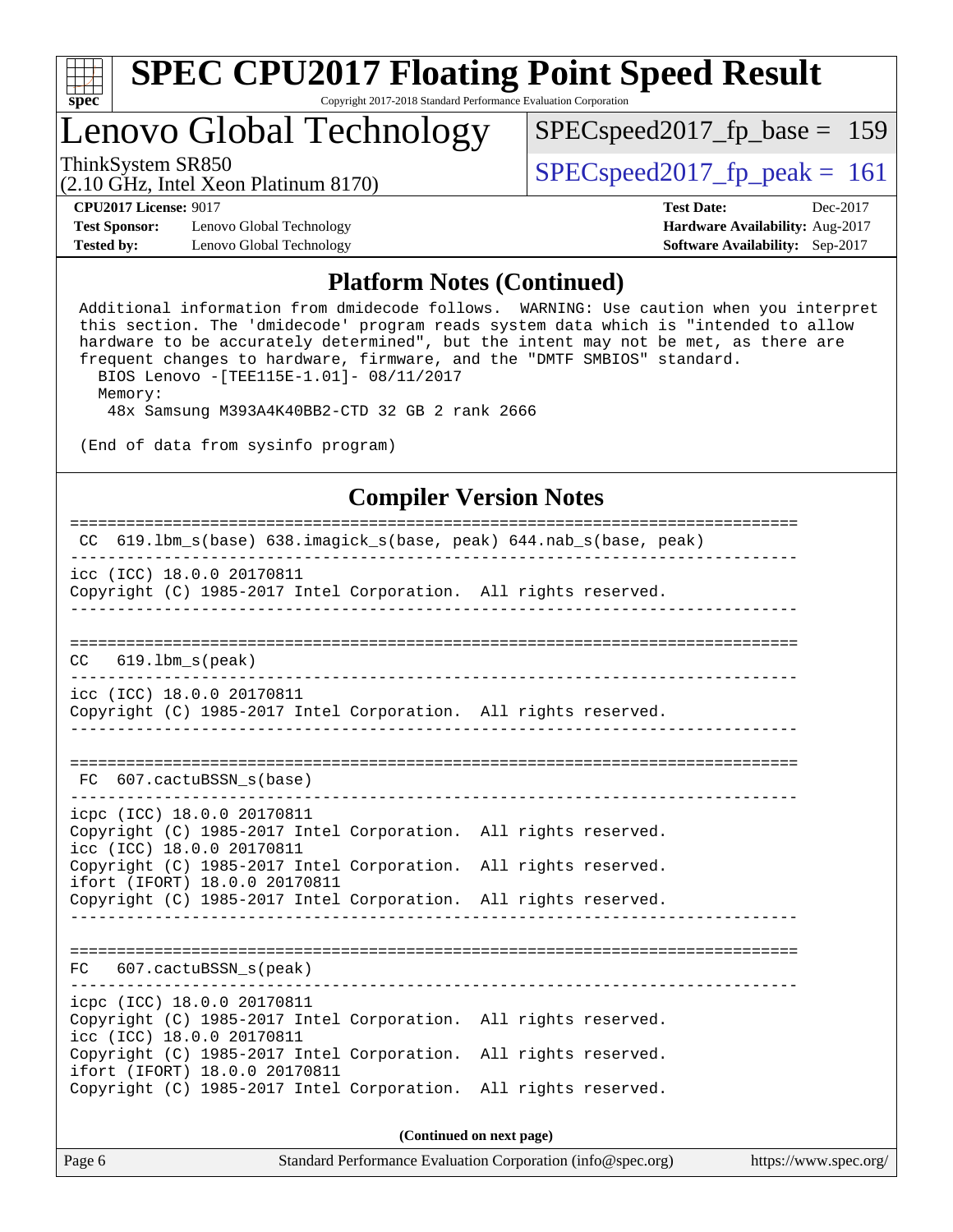## Platform Notes (Continued)

```
Additional information from dmidecode follows.  WARNING: Use caution when you interpret
this section. The 'dmidecode' program reads system data which is "intended to allow
hardware to be accurately determined", but the intent may not be met, as there are
frequent changes to hardware, firmware, and the "DMTF SMBIOS" standard.
  BIOS Lenovo -[TEE115E-1.01]- 08/11/2017
  Memory:
   48x Samsung M393A4K40BB2-CTD 32 GB 2 rank 2666

(End of data from sysinfo program)
```

## Compiler Version Notes

```
==============================================================================
 CC  619.lbm_s(base) 638.imagick_s(base, peak) 644.nab_s(base, peak)
------------------------------------------------------------------------------
icc (ICC) 18.0.0 20170811
Copyright (C) 1985-2017 Intel Corporation.  All rights reserved.
------------------------------------------------------------------------------

==============================================================================
 CC  619.lbm_s(peak)
------------------------------------------------------------------------------
icc (ICC) 18.0.0 20170811
Copyright (C) 1985-2017 Intel Corporation.  All rights reserved.
------------------------------------------------------------------------------

==============================================================================
 FC  607.cactuBSSN_s(base)
------------------------------------------------------------------------------
icpc (ICC) 18.0.0 20170811
Copyright (C) 1985-2017 Intel Corporation.  All rights reserved.
icc (ICC) 18.0.0 20170811
Copyright (C) 1985-2017 Intel Corporation.  All rights reserved.
ifort (IFORT) 18.0.0 20170811
Copyright (C) 1985-2017 Intel Corporation.  All rights reserved.
------------------------------------------------------------------------------

==============================================================================
 FC  607.cactuBSSN_s(peak)
------------------------------------------------------------------------------
icpc (ICC) 18.0.0 20170811
Copyright (C) 1985-2017 Intel Corporation.  All rights reserved.
icc (ICC) 18.0.0 20170811
Copyright (C) 1985-2017 Intel Corporation.  All rights reserved.
ifort (IFORT) 18.0.0 20170811
Copyright (C) 1985-2017 Intel Corporation.  All rights reserved.
```

**(Continued on next page)**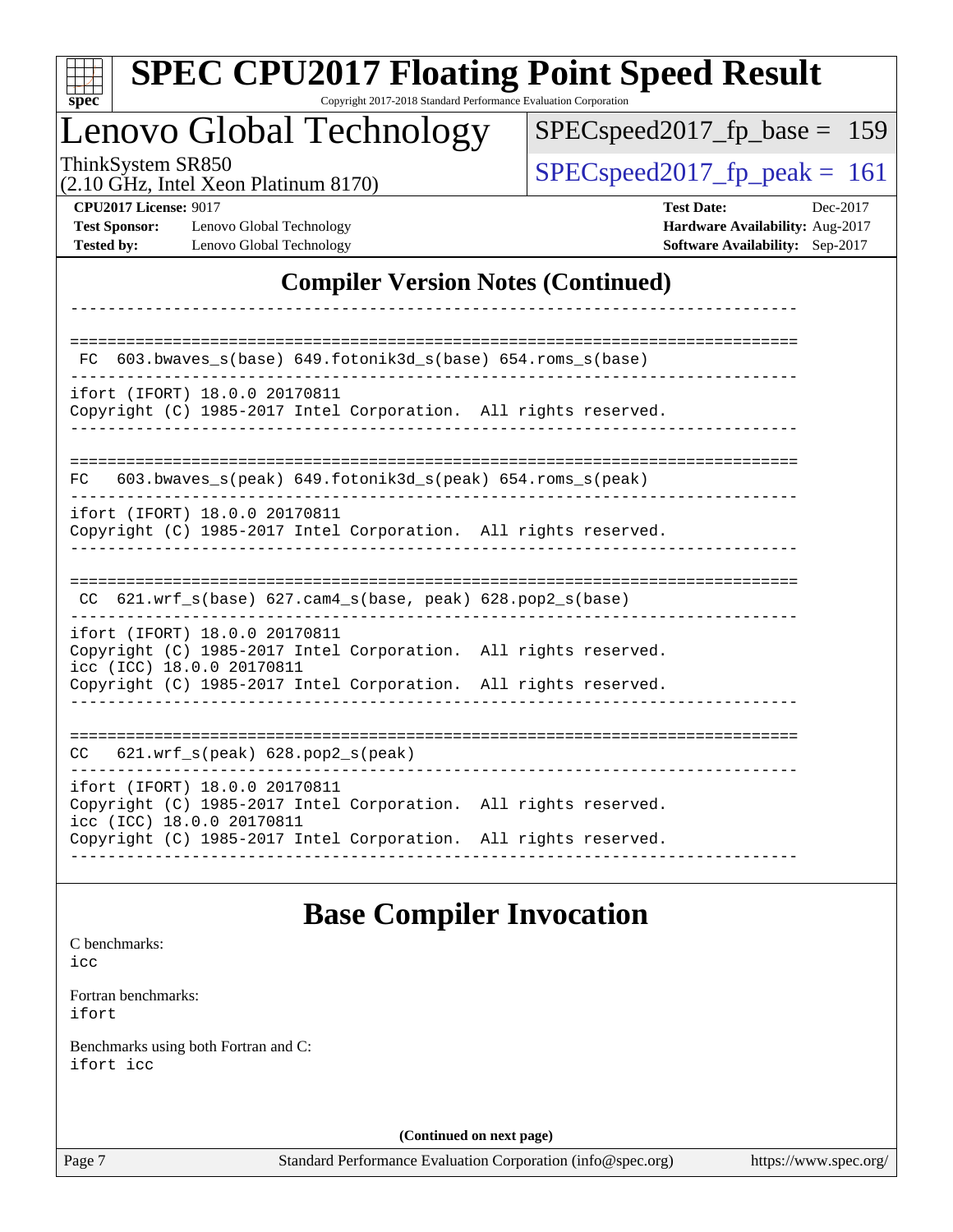# Lenovo Global Technology

ThinkSystem SR850
(2.10 GHz, Intel Xeon Platinum 8170)

SPECspeed2017_fp_base = 159

SPECspeed2017_fp_peak = 161

**CPU2017 License:** 9017
**Test Sponsor:** Lenovo Global Technology
**Tested by:** Lenovo Global Technology

**Test Date:** Dec-2017
**Hardware Availability:** Aug-2017
**Software Availability:** Sep-2017

## Compiler Version Notes (Continued)

```
------------------------------------------------------------------------------

==============================================================================
 FC  603.bwaves_s(base) 649.fotonik3d_s(base) 654.roms_s(base)
------------------------------------------------------------------------------
ifort (IFORT) 18.0.0 20170811
Copyright (C) 1985-2017 Intel Corporation.  All rights reserved.
------------------------------------------------------------------------------

==============================================================================
FC   603.bwaves_s(peak) 649.fotonik3d_s(peak) 654.roms_s(peak)
------------------------------------------------------------------------------
ifort (IFORT) 18.0.0 20170811
Copyright (C) 1985-2017 Intel Corporation.  All rights reserved.
------------------------------------------------------------------------------

==============================================================================
 CC  621.wrf_s(base) 627.cam4_s(base, peak) 628.pop2_s(base)
------------------------------------------------------------------------------
ifort (IFORT) 18.0.0 20170811
Copyright (C) 1985-2017 Intel Corporation.  All rights reserved.
icc (ICC) 18.0.0 20170811
Copyright (C) 1985-2017 Intel Corporation.  All rights reserved.
------------------------------------------------------------------------------

==============================================================================
CC   621.wrf_s(peak) 628.pop2_s(peak)
------------------------------------------------------------------------------
ifort (IFORT) 18.0.0 20170811
Copyright (C) 1985-2017 Intel Corporation.  All rights reserved.
icc (ICC) 18.0.0 20170811
Copyright (C) 1985-2017 Intel Corporation.  All rights reserved.
------------------------------------------------------------------------------
```

## Base Compiler Invocation

C benchmarks:
icc

Fortran benchmarks:
ifort

Benchmarks using both Fortran and C:
ifort icc

**(Continued on next page)**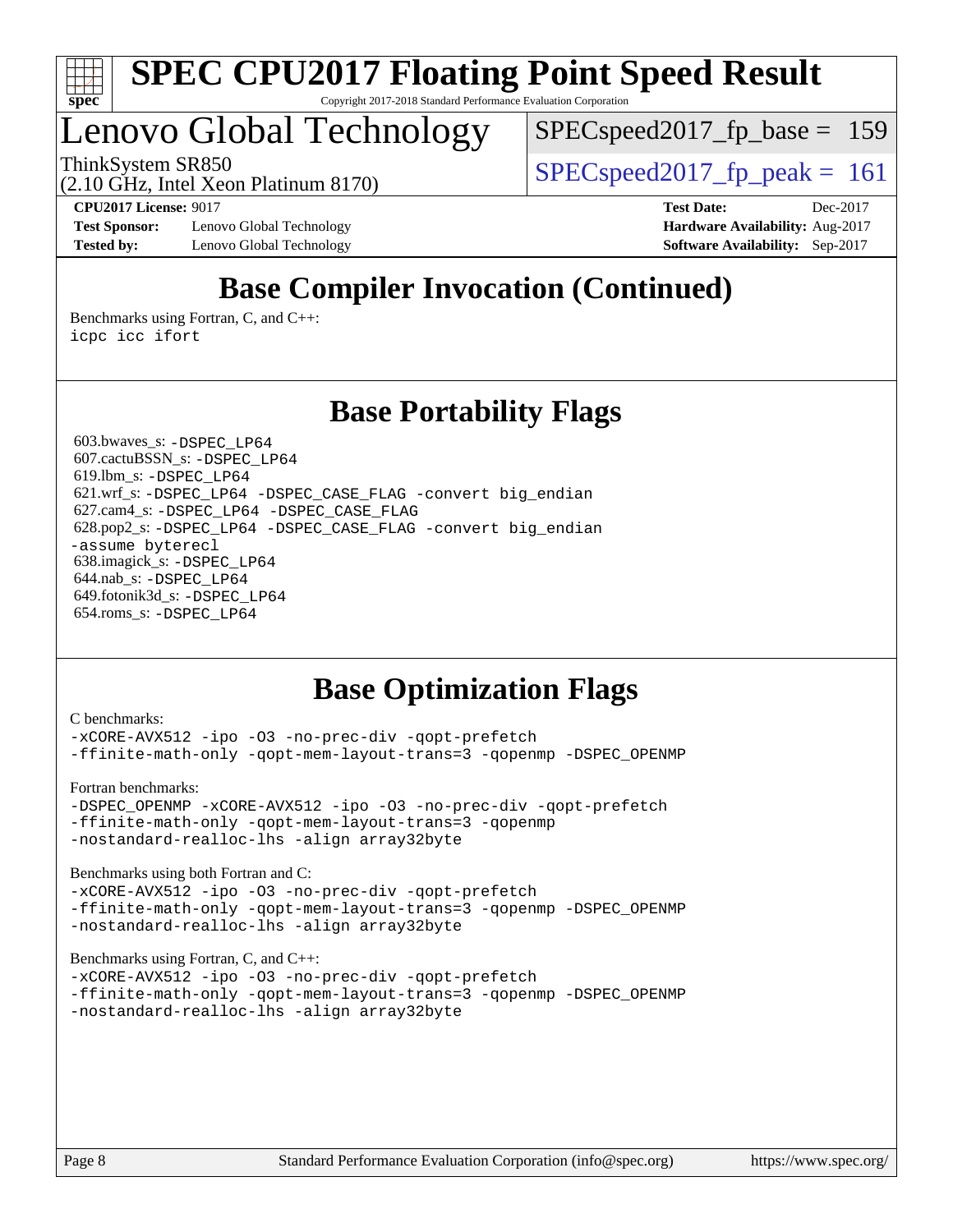# SPEC CPU2017 Floating Point Speed Result

Copyright 2017-2018 Standard Performance Evaluation Corporation

# Lenovo Global Technology

ThinkSystem SR850
(2.10 GHz, Intel Xeon Platinum 8170)

SPECspeed2017_fp_base = 159

SPECspeed2017_fp_peak = 161

**CPU2017 License:** 9017
**Test Sponsor:** Lenovo Global Technology
**Tested by:** Lenovo Global Technology

**Test Date:** Dec-2017
**Hardware Availability:** Aug-2017
**Software Availability:** Sep-2017

## Base Compiler Invocation (Continued)

Benchmarks using Fortran, C, and C++:
```
icpc icc ifort
```

## Base Portability Flags

603.bwaves_s: `-DSPEC_LP64`
607.cactuBSSN_s: `-DSPEC_LP64`
619.lbm_s: `-DSPEC_LP64`
621.wrf_s: `-DSPEC_LP64 -DSPEC_CASE_FLAG -convert big_endian`
627.cam4_s: `-DSPEC_LP64 -DSPEC_CASE_FLAG`
628.pop2_s: `-DSPEC_LP64 -DSPEC_CASE_FLAG -convert big_endian -assume byterecl`
638.imagick_s: `-DSPEC_LP64`
644.nab_s: `-DSPEC_LP64`
649.fotonik3d_s: `-DSPEC_LP64`
654.roms_s: `-DSPEC_LP64`

## Base Optimization Flags

C benchmarks:
```
-xCORE-AVX512 -ipo -O3 -no-prec-div -qopt-prefetch
-ffinite-math-only -qopt-mem-layout-trans=3 -qopenmp -DSPEC_OPENMP
```

Fortran benchmarks:
```
-DSPEC_OPENMP -xCORE-AVX512 -ipo -O3 -no-prec-div -qopt-prefetch
-ffinite-math-only -qopt-mem-layout-trans=3 -qopenmp
-nostandard-realloc-lhs -align array32byte
```

Benchmarks using both Fortran and C:
```
-xCORE-AVX512 -ipo -O3 -no-prec-div -qopt-prefetch
-ffinite-math-only -qopt-mem-layout-trans=3 -qopenmp -DSPEC_OPENMP
-nostandard-realloc-lhs -align array32byte
```

Benchmarks using Fortran, C, and C++:
```
-xCORE-AVX512 -ipo -O3 -no-prec-div -qopt-prefetch
-ffinite-math-only -qopt-mem-layout-trans=3 -qopenmp -DSPEC_OPENMP
-nostandard-realloc-lhs -align array32byte
```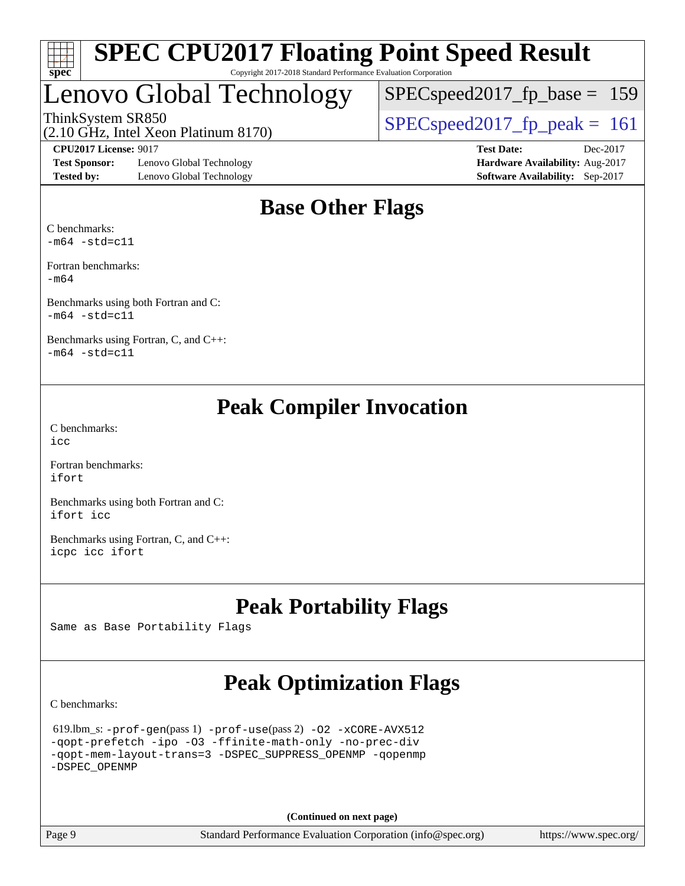# SPEC CPU2017 Floating Point Speed Result

Copyright 2017-2018 Standard Performance Evaluation Corporation

## Lenovo Global Technology

ThinkSystem SR850
(2.10 GHz, Intel Xeon Platinum 8170)

SPECspeed2017_fp_base = 159

SPECspeed2017_fp_peak = 161

**CPU2017 License:** 9017
**Test Sponsor:** Lenovo Global Technology
**Tested by:** Lenovo Global Technology

**Test Date:** Dec-2017
**Hardware Availability:** Aug-2017
**Software Availability:** Sep-2017

## Base Other Flags

C benchmarks:
`-m64 -std=c11`

Fortran benchmarks:
`-m64`

Benchmarks using both Fortran and C:
`-m64 -std=c11`

Benchmarks using Fortran, C, and C++:
`-m64 -std=c11`

## Peak Compiler Invocation

C benchmarks:
`icc`

Fortran benchmarks:
`ifort`

Benchmarks using both Fortran and C:
`ifort icc`

Benchmarks using Fortran, C, and C++:
`icpc icc ifort`

## Peak Portability Flags

Same as Base Portability Flags

## Peak Optimization Flags

C benchmarks:

619.lbm_s: `-prof-gen`(pass 1) `-prof-use`(pass 2) `-O2 -xCORE-AVX512 -qopt-prefetch -ipo -O3 -ffinite-math-only -no-prec-div -qopt-mem-layout-trans=3 -DSPEC_SUPPRESS_OPENMP -qopenmp -DSPEC_OPENMP`

**(Continued on next page)**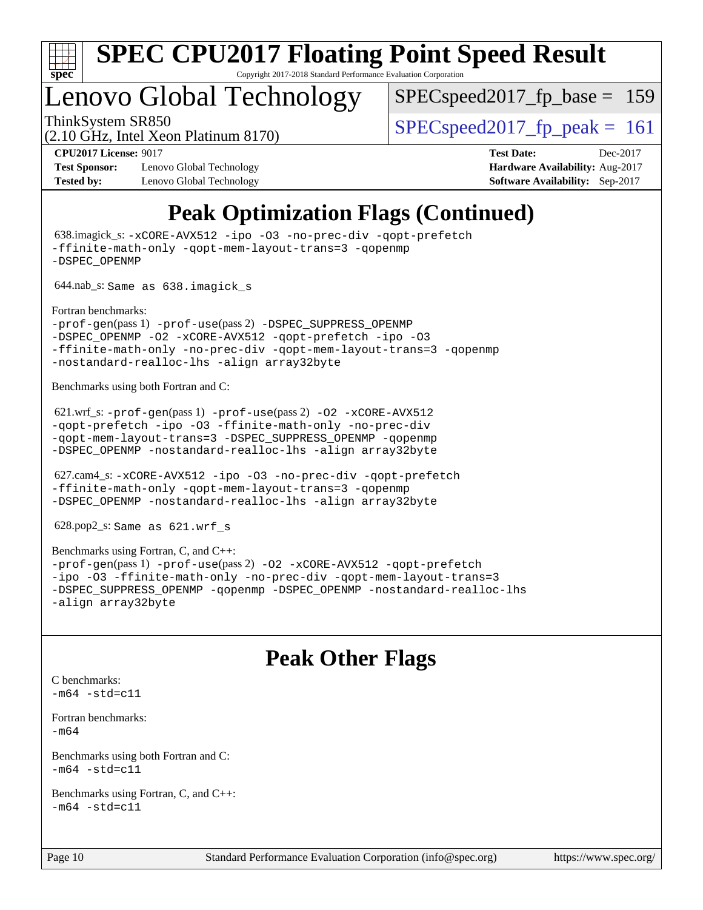# SPEC CPU2017 Floating Point Speed Result

Copyright 2017-2018 Standard Performance Evaluation Corporation

## Lenovo Global Technology

ThinkSystem SR850
(2.10 GHz, Intel Xeon Platinum 8170)

SPECspeed2017_fp_base = 159

SPECspeed2017_fp_peak = 161

**CPU2017 License:** 9017
**Test Sponsor:** Lenovo Global Technology
**Tested by:** Lenovo Global Technology

**Test Date:** Dec-2017
**Hardware Availability:** Aug-2017
**Software Availability:** Sep-2017

# Peak Optimization Flags (Continued)

638.imagick_s: `-xCORE-AVX512 -ipo -O3 -no-prec-div -qopt-prefetch -ffinite-math-only -qopt-mem-layout-trans=3 -qopenmp -DSPEC_OPENMP`

644.nab_s: `Same as 638.imagick_s`

Fortran benchmarks:
`-prof-gen`(pass 1) `-prof-use`(pass 2) `-DSPEC_SUPPRESS_OPENMP -DSPEC_OPENMP -O2 -xCORE-AVX512 -qopt-prefetch -ipo -O3 -ffinite-math-only -no-prec-div -qopt-mem-layout-trans=3 -qopenmp -nostandard-realloc-lhs -align array32byte`

Benchmarks using both Fortran and C:

621.wrf_s: `-prof-gen`(pass 1) `-prof-use`(pass 2) `-O2 -xCORE-AVX512 -qopt-prefetch -ipo -O3 -ffinite-math-only -no-prec-div -qopt-mem-layout-trans=3 -DSPEC_SUPPRESS_OPENMP -qopenmp -DSPEC_OPENMP -nostandard-realloc-lhs -align array32byte`

627.cam4_s: `-xCORE-AVX512 -ipo -O3 -no-prec-div -qopt-prefetch -ffinite-math-only -qopt-mem-layout-trans=3 -qopenmp -DSPEC_OPENMP -nostandard-realloc-lhs -align array32byte`

628.pop2_s: `Same as 621.wrf_s`

Benchmarks using Fortran, C, and C++:
`-prof-gen`(pass 1) `-prof-use`(pass 2) `-O2 -xCORE-AVX512 -qopt-prefetch -ipo -O3 -ffinite-math-only -no-prec-div -qopt-mem-layout-trans=3 -DSPEC_SUPPRESS_OPENMP -qopenmp -DSPEC_OPENMP -nostandard-realloc-lhs -align array32byte`

# Peak Other Flags

C benchmarks:
`-m64 -std=c11`

Fortran benchmarks:
`-m64`

Benchmarks using both Fortran and C:
`-m64 -std=c11`

Benchmarks using Fortran, C, and C++:
`-m64 -std=c11`

Standard Performance Evaluation Corporation (info@spec.org) https://www.spec.org/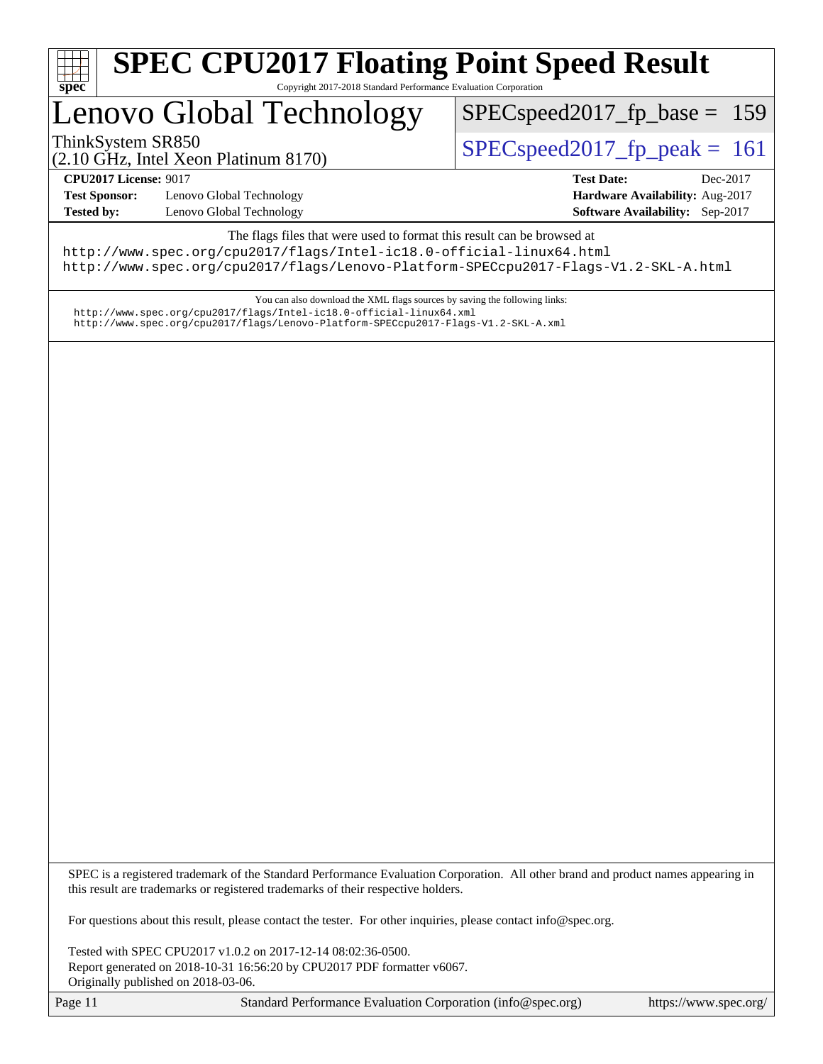The flags files that were used to format this result can be browsed at

http://www.spec.org/cpu2017/flags/Intel-ic18.0-official-linux64.html
http://www.spec.org/cpu2017/flags/Lenovo-Platform-SPECcpu2017-Flags-V1.2-SKL-A.html

You can also download the XML flags sources by saving the following links:

http://www.spec.org/cpu2017/flags/Intel-ic18.0-official-linux64.xml
http://www.spec.org/cpu2017/flags/Lenovo-Platform-SPECcpu2017-Flags-V1.2-SKL-A.xml

SPEC is a registered trademark of the Standard Performance Evaluation Corporation. All other brand and product names appearing in this result are trademarks or registered trademarks of their respective holders.

For questions about this result, please contact the tester. For other inquiries, please contact info@spec.org.

Tested with SPEC CPU2017 v1.0.2 on 2017-12-14 08:02:36-0500.
Report generated on 2018-10-31 16:56:20 by CPU2017 PDF formatter v6067.
Originally published on 2018-03-06.